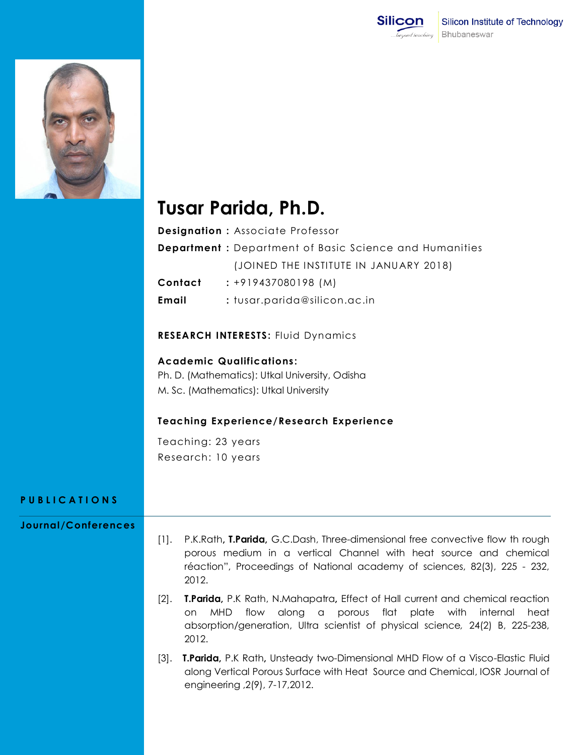Silicon Institute of Technology
Bhubaneswar

# Tusar Parida, Ph.D.

**Designation :** Associate Professor

**Department :** Department of Basic Science and Humanities
(JOINED THE INSTITUTE IN JANUARY 2018)

**Contact** : +919437080198 (M)

**Email** : tusar.parida@silicon.ac.in

**RESEARCH INTERESTS:** Fluid Dynamics

**Academic Qualifications:**

Ph. D. (Mathematics): Utkal University, Odisha

M. Sc. (Mathematics): Utkal University

**Teaching Experience/Research Experience**

Teaching: 23 years

Research: 10 years

## PUBLICATIONS

### Journal/Conferences

[1]. P.K.Rath, **T.Parida,** G.C.Dash, Three-dimensional free convective flow th rough porous medium in a vertical Channel with heat source and chemical réaction", Proceedings of National academy of sciences, 82(3), 225 - 232, 2012.

[2]. **T.Parida,** P.K Rath, N.Mahapatra**,** Effect of Hall current and chemical reaction on MHD flow along a porous flat plate with internal heat absorption/generation, Ultra scientist of physical science, 24(2) B, 225-238, 2012.

[3]. **T.Parida,** P.K Rath, Unsteady two-Dimensional MHD Flow of a Visco-Elastic Fluid along Vertical Porous Surface with Heat Source and Chemical, IOSR Journal of engineering ,2(9), 7-17,2012.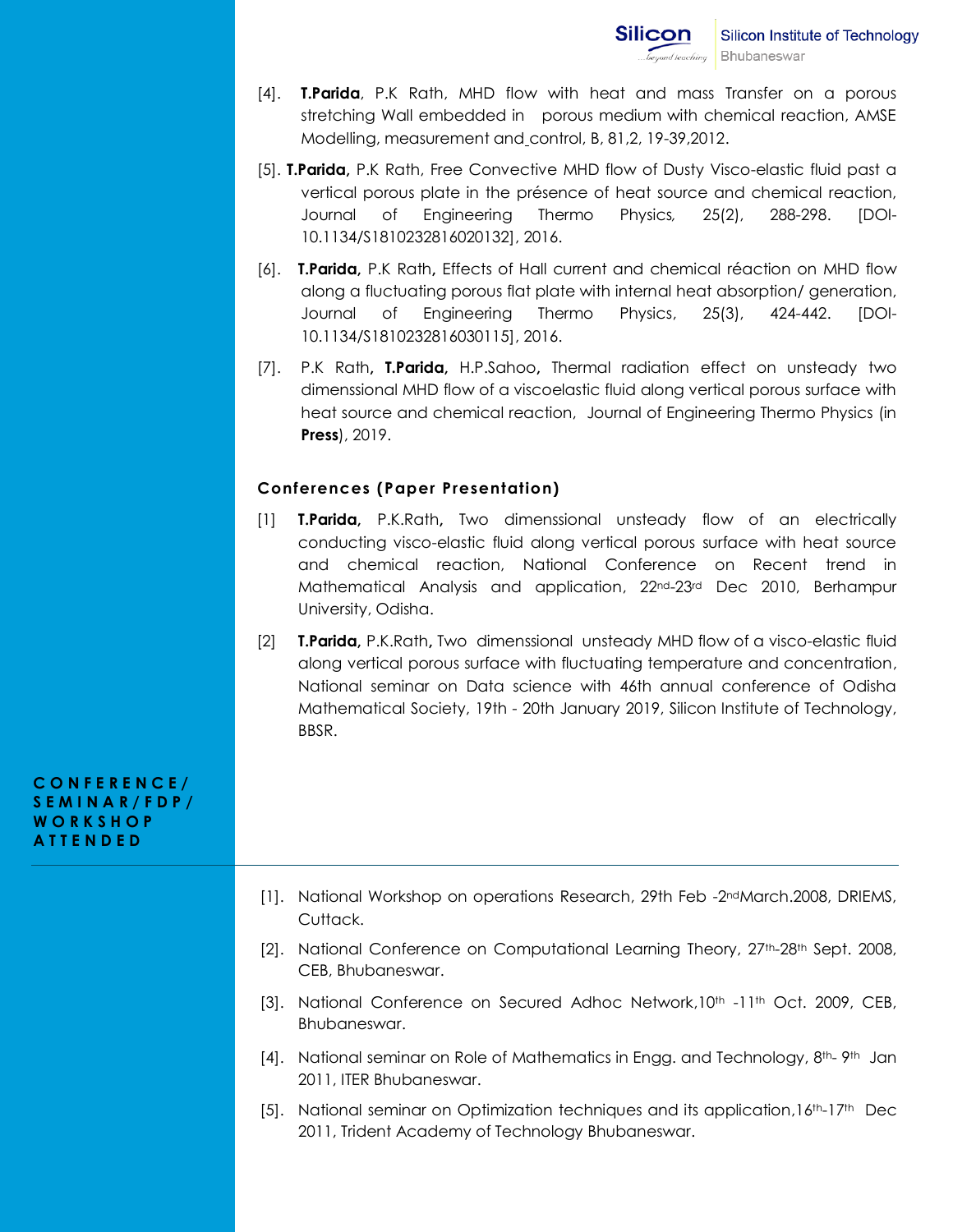[4]. **T.Parida**, P.K Rath, MHD flow with heat and mass Transfer on a porous stretching Wall embedded in porous medium with chemical reaction, AMSE Modelling, measurement and control, B, 81,2, 19-39,2012.

[5]. **T.Parida,** P.K Rath, Free Convective MHD flow of Dusty Visco-elastic fluid past a vertical porous plate in the présence of heat source and chemical reaction, Journal of Engineering Thermo Physics, 25(2), 288-298. [DOI-10.1134/S1810232816020132], 2016.

[6]. **T.Parida,** P.K Rath, Effects of Hall current and chemical réaction on MHD flow along a fluctuating porous flat plate with internal heat absorption/ generation, Journal of Engineering Thermo Physics, 25(3), 424-442. [DOI-10.1134/S1810232816030115], 2016.

[7]. P.K Rath, **T.Parida,** H.P.Sahoo, Thermal radiation effect on unsteady two dimenssional MHD flow of a viscoelastic fluid along vertical porous surface with heat source and chemical reaction, Journal of Engineering Thermo Physics (in **Press**), 2019.

### Conferences (Paper Presentation)

[1] **T.Parida,** P.K.Rath, Two dimenssional unsteady flow of an electrically conducting visco-elastic fluid along vertical porous surface with heat source and chemical reaction, National Conference on Recent trend in Mathematical Analysis and application, 22nd-23rd Dec 2010, Berhampur University, Odisha.

[2] **T.Parida,** P.K.Rath, Two dimenssional unsteady MHD flow of a visco-elastic fluid along vertical porous surface with fluctuating temperature and concentration, National seminar on Data science with 46th annual conference of Odisha Mathematical Society, 19th - 20th January 2019, Silicon Institute of Technology, BBSR.

## CONFERENCE/ SEMINAR/FDP/ WORKSHOP ATTENDED

[1]. National Workshop on operations Research, 29th Feb -2nd March.2008, DRIEMS, Cuttack.

[2]. National Conference on Computational Learning Theory, 27th-28th Sept. 2008, CEB, Bhubaneswar.

[3]. National Conference on Secured Adhoc Network,10th -11th Oct. 2009, CEB, Bhubaneswar.

[4]. National seminar on Role of Mathematics in Engg. and Technology, 8th- 9th Jan 2011, ITER Bhubaneswar.

[5]. National seminar on Optimization techniques and its application,16th-17th Dec 2011, Trident Academy of Technology Bhubaneswar.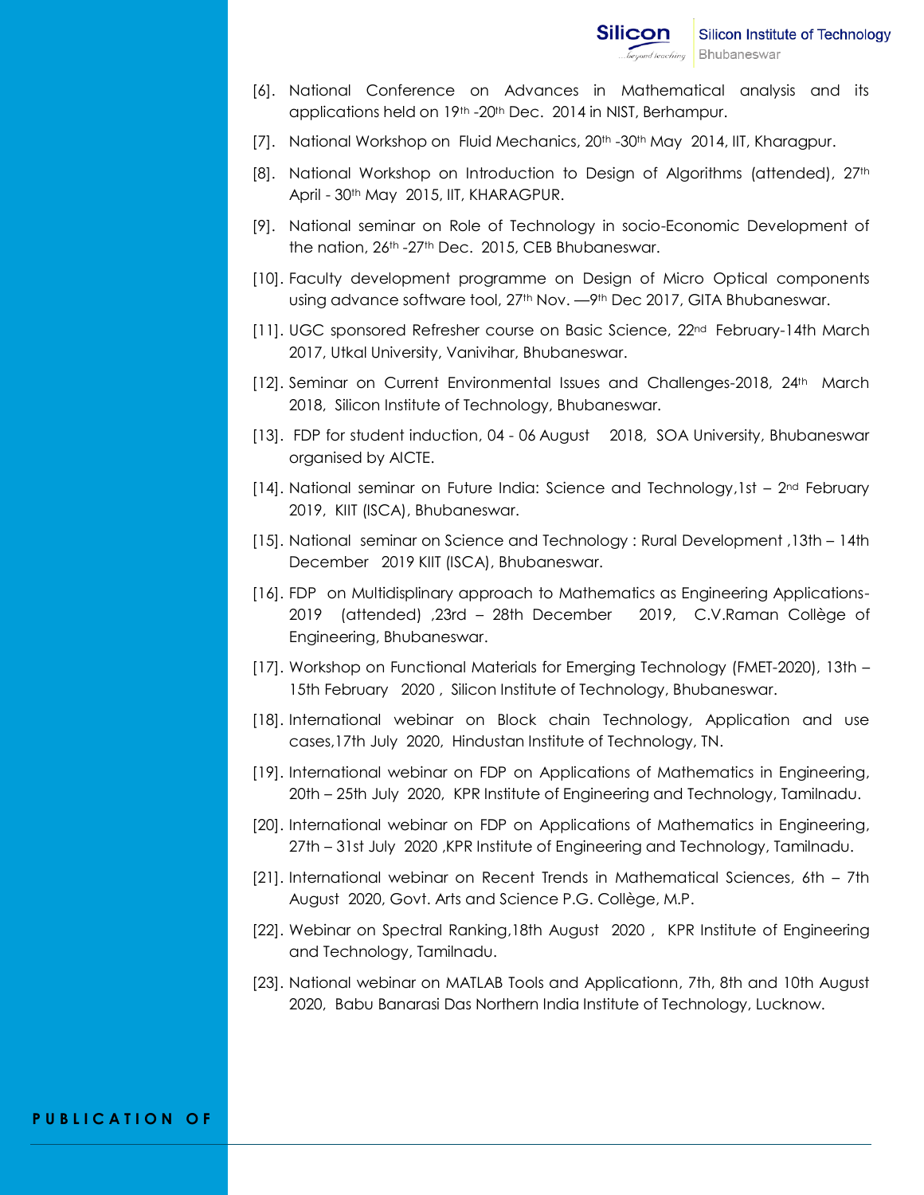[6]. National Conference on Advances in Mathematical analysis and its applications held on 19th -20th Dec. 2014 in NIST, Berhampur.

[7]. National Workshop on Fluid Mechanics, 20th -30th May 2014, IIT, Kharagpur.

[8]. National Workshop on Introduction to Design of Algorithms (attended), 27th April - 30th May 2015, IIT, KHARAGPUR.

[9]. National seminar on Role of Technology in socio-Economic Development of the nation, 26th -27th Dec. 2015, CEB Bhubaneswar.

[10]. Faculty development programme on Design of Micro Optical components using advance software tool, 27th Nov. —9th Dec 2017, GITA Bhubaneswar.

[11]. UGC sponsored Refresher course on Basic Science, 22nd February-14th March 2017, Utkal University, Vanivihar, Bhubaneswar.

[12]. Seminar on Current Environmental Issues and Challenges-2018, 24th March 2018, Silicon Institute of Technology, Bhubaneswar.

[13]. FDP for student induction, 04 - 06 August 2018, SOA University, Bhubaneswar organised by AICTE.

[14]. National seminar on Future India: Science and Technology,1st – 2nd February 2019, KIIT (ISCA), Bhubaneswar.

[15]. National seminar on Science and Technology : Rural Development ,13th – 14th December 2019 KIIT (ISCA), Bhubaneswar.

[16]. FDP on Multidisplinary approach to Mathematics as Engineering Applications-2019 (attended) ,23rd – 28th December 2019, C.V.Raman Collège of Engineering, Bhubaneswar.

[17]. Workshop on Functional Materials for Emerging Technology (FMET-2020), 13th – 15th February 2020 , Silicon Institute of Technology, Bhubaneswar.

[18]. International webinar on Block chain Technology, Application and use cases,17th July 2020, Hindustan Institute of Technology, TN.

[19]. International webinar on FDP on Applications of Mathematics in Engineering, 20th – 25th July 2020, KPR Institute of Engineering and Technology, Tamilnadu.

[20]. International webinar on FDP on Applications of Mathematics in Engineering, 27th – 31st July 2020 ,KPR Institute of Engineering and Technology, Tamilnadu.

[21]. International webinar on Recent Trends in Mathematical Sciences, 6th – 7th August 2020, Govt. Arts and Science P.G. Collège, M.P.

[22]. Webinar on Spectral Ranking,18th August 2020 , KPR Institute of Engineering and Technology, Tamilnadu.

[23]. National webinar on MATLAB Tools and Applicationn, 7th, 8th and 10th August 2020, Babu Banarasi Das Northern India Institute of Technology, Lucknow.

## PUBLICATION OF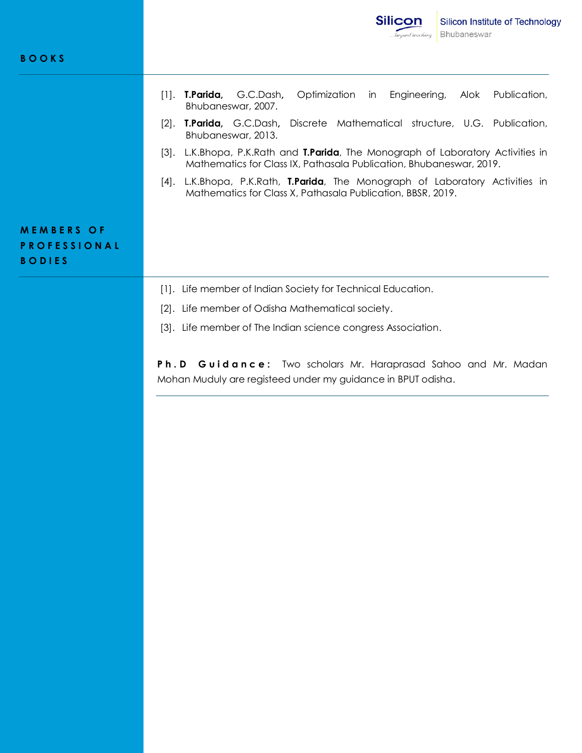## BOOKS

[1]. **T.Parida,** G.C.Dash**,** Optimization in Engineering, Alok Publication, Bhubaneswar, 2007.

[2]. **T.Parida,** G.C.Dash**,** Discrete Mathematical structure, U.G. Publication, Bhubaneswar, 2013.

[3]. L.K.Bhopa, P.K.Rath and **T.Parida**, The Monograph of Laboratory Activities in Mathematics for Class IX, Pathasala Publication, Bhubaneswar, 2019.

[4]. L.K.Bhopa, P.K.Rath, **T.Parida**, The Monograph of Laboratory Activities in Mathematics for Class X, Pathasala Publication, BBSR, 2019.

## MEMBERS OF PROFESSIONAL BODIES

[1]. Life member of Indian Society for Technical Education.

[2]. Life member of Odisha Mathematical society.

[3]. Life member of The Indian science congress Association.

**Ph.D Guidance:** Two scholars Mr. Haraprasad Sahoo and Mr. Madan Mohan Muduly are registeed under my guidance in BPUT odisha.